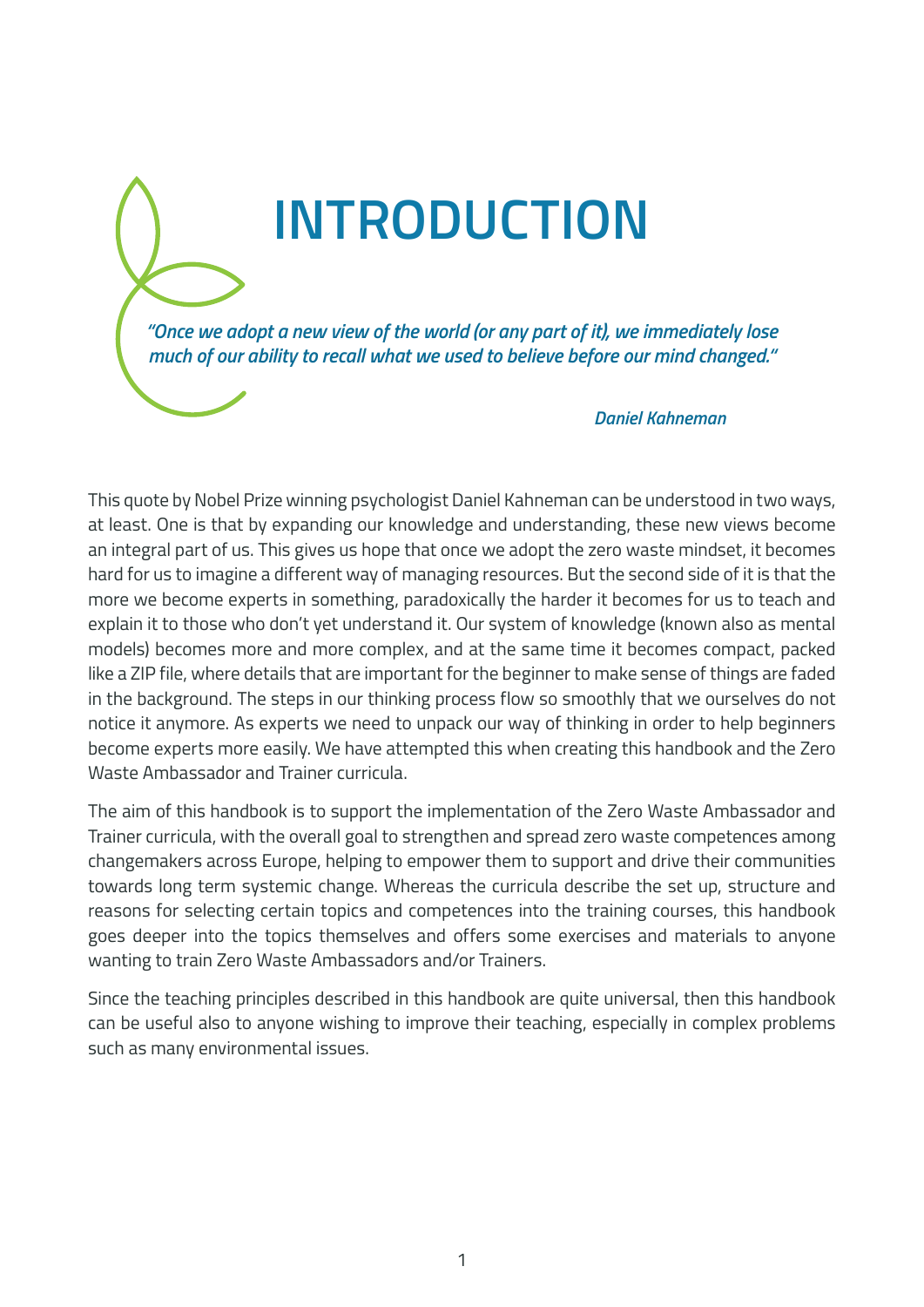# INTRODUCTION

*"Once we adopt a new view of the world (or any part of it), we immediately lose much of our ability to recall what we used to believe before our mind changed."*

*Daniel Kahneman*

This quote by Nobel Prize winning psychologist Daniel Kahneman can be understood in two ways, at least. One is that by expanding our knowledge and understanding, these new views become an integral part of us. This gives us hope that once we adopt the zero waste mindset, it becomes hard for us to imagine a different way of managing resources. But the second side of it is that the more we become experts in something, paradoxically the harder it becomes for us to teach and explain it to those who don't yet understand it. Our system of knowledge (known also as mental models) becomes more and more complex, and at the same time it becomes compact, packed like a ZIP file, where details that are important for the beginner to make sense of things are faded in the background. The steps in our thinking process flow so smoothly that we ourselves do not notice it anymore. As experts we need to unpack our way of thinking in order to help beginners become experts more easily. We have attempted this when creating this handbook and the Zero Waste Ambassador and Trainer curricula.

The aim of this handbook is to support the implementation of the Zero Waste Ambassador and Trainer curricula, with the overall goal to strengthen and spread zero waste competences among changemakers across Europe, helping to empower them to support and drive their communities towards long term systemic change. Whereas the curricula describe the set up, structure and reasons for selecting certain topics and competences into the training courses, this handbook goes deeper into the topics themselves and offers some exercises and materials to anyone wanting to train Zero Waste Ambassadors and/or Trainers.

Since the teaching principles described in this handbook are quite universal, then this handbook can be useful also to anyone wishing to improve their teaching, especially in complex problems such as many environmental issues.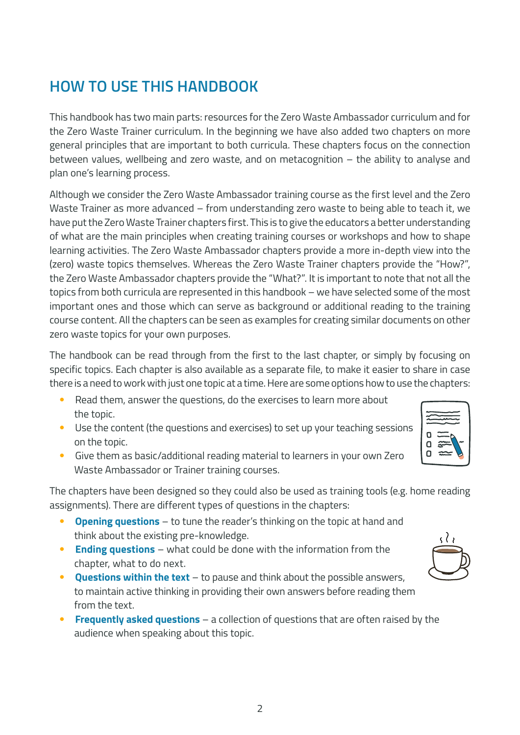# HOW TO USE THIS HANDBOOK

This handbook has two main parts: resources for the Zero Waste Ambassador curriculum and for the Zero Waste Trainer curriculum. In the beginning we have also added two chapters on more general principles that are important to both curricula. These chapters focus on the connection between values, wellbeing and zero waste, and on metacognition – the ability to analyse and plan one's learning process.

Although we consider the Zero Waste Ambassador training course as the first level and the Zero Waste Trainer as more advanced – from understanding zero waste to being able to teach it, we have put the Zero Waste Trainer chapters first. This is to give the educators a better understanding of what are the main principles when creating training courses or workshops and how to shape learning activities. The Zero Waste Ambassador chapters provide a more in-depth view into the (zero) waste topics themselves. Whereas the Zero Waste Trainer chapters provide the "How?", the Zero Waste Ambassador chapters provide the "What?". It is important to note that not all the topics from both curricula are represented in this handbook – we have selected some of the most important ones and those which can serve as background or additional reading to the training course content. All the chapters can be seen as examples for creating similar documents on other zero waste topics for your own purposes.

The handbook can be read through from the first to the last chapter, or simply by focusing on specific topics. Each chapter is also available as a separate file, to make it easier to share in case there is a need to work with just one topic at a time. Here are some options how to use the chapters:

- Read them, answer the questions, do the exercises to learn more about the topic.
- Use the content (the questions and exercises) to set up your teaching sessions on the topic.
- Give them as basic/additional reading material to learners in your own Zero Waste Ambassador or Trainer training courses.

The chapters have been designed so they could also be used as training tools (e.g. home reading assignments). There are different types of questions in the chapters:

- **Opening questions** – to tune the reader's thinking on the topic at hand and think about the existing pre-knowledge.
- **Ending questions** – what could be done with the information from the chapter, what to do next.
- **Questions within the text** – to pause and think about the possible answers, to maintain active thinking in providing their own answers before reading them from the text.
- **Frequently asked questions** – a collection of questions that are often raised by the audience when speaking about this topic.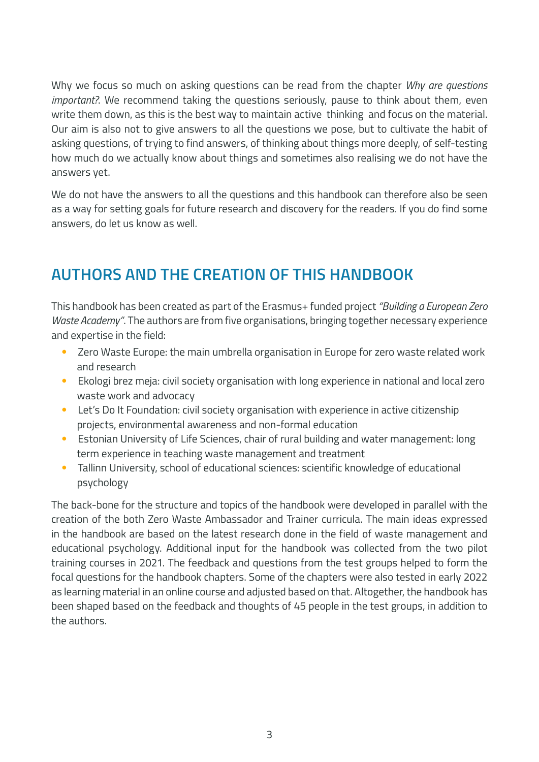Why we focus so much on asking questions can be read from the chapter *Why are questions important?*. We recommend taking the questions seriously, pause to think about them, even write them down, as this is the best way to maintain active thinking and focus on the material. Our aim is also not to give answers to all the questions we pose, but to cultivate the habit of asking questions, of trying to find answers, of thinking about things more deeply, of self-testing how much do we actually know about things and sometimes also realising we do not have the answers yet.

We do not have the answers to all the questions and this handbook can therefore also be seen as a way for setting goals for future research and discovery for the readers. If you do find some answers, do let us know as well.

## AUTHORS AND THE CREATION OF THIS HANDBOOK

This handbook has been created as part of the Erasmus+ funded project *"Building a European Zero Waste Academy"*. The authors are from five organisations, bringing together necessary experience and expertise in the field:

- Zero Waste Europe: the main umbrella organisation in Europe for zero waste related work and research
- Ekologi brez meja: civil society organisation with long experience in national and local zero waste work and advocacy
- Let's Do It Foundation: civil society organisation with experience in active citizenship projects, environmental awareness and non-formal education
- Estonian University of Life Sciences, chair of rural building and water management: long term experience in teaching waste management and treatment
- Tallinn University, school of educational sciences: scientific knowledge of educational psychology

The back-bone for the structure and topics of the handbook were developed in parallel with the creation of the both Zero Waste Ambassador and Trainer curricula. The main ideas expressed in the handbook are based on the latest research done in the field of waste management and educational psychology. Additional input for the handbook was collected from the two pilot training courses in 2021. The feedback and questions from the test groups helped to form the focal questions for the handbook chapters. Some of the chapters were also tested in early 2022 as learning material in an online course and adjusted based on that. Altogether, the handbook has been shaped based on the feedback and thoughts of 45 people in the test groups, in addition to the authors.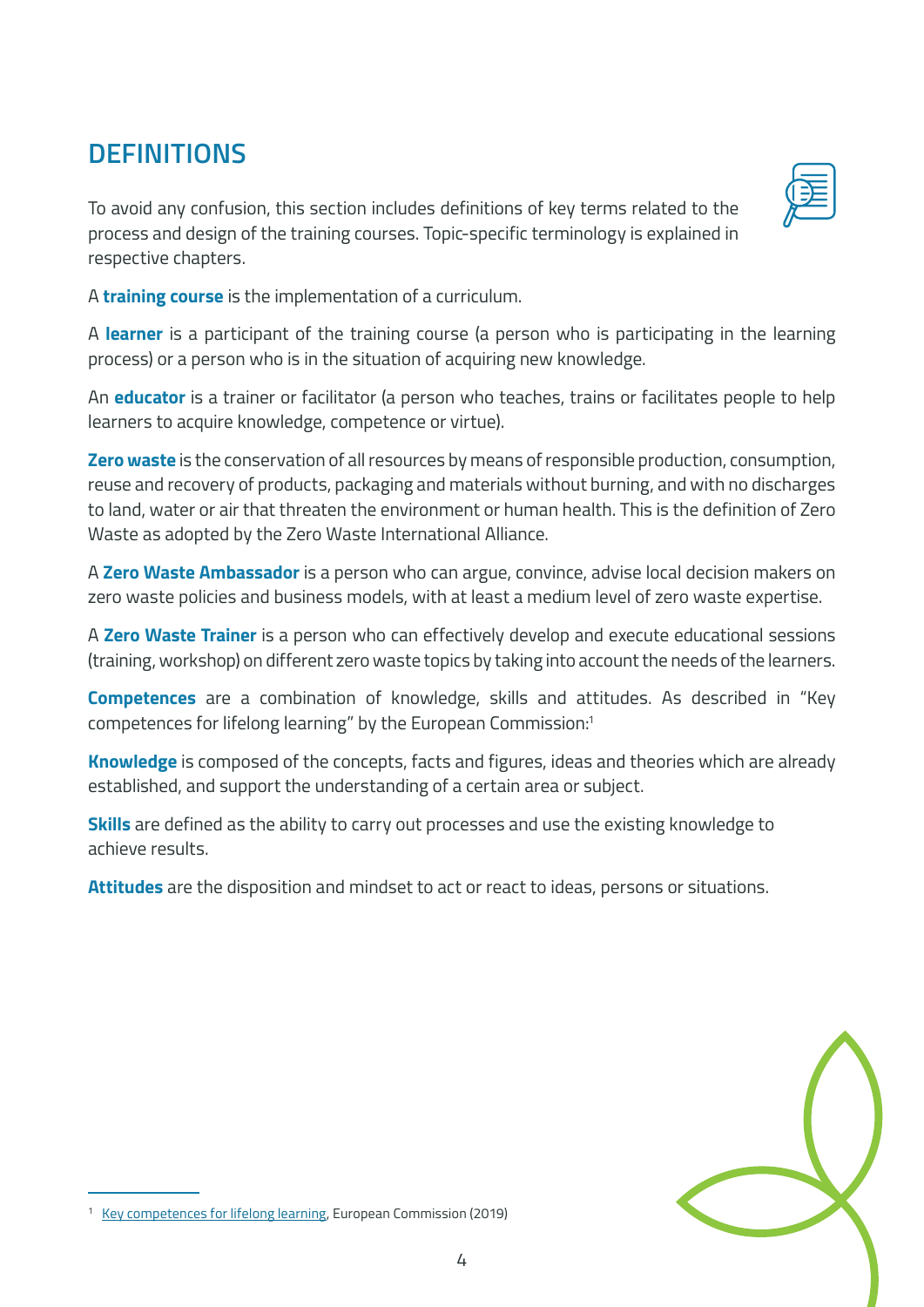## DEFINITIONS

To avoid any confusion, this section includes definitions of key terms related to the process and design of the training courses. Topic-specific terminology is explained in respective chapters.

A **training course** is the implementation of a curriculum.

A **learner** is a participant of the training course (a person who is participating in the learning process) or a person who is in the situation of acquiring new knowledge.

An **educator** is a trainer or facilitator (a person who teaches, trains or facilitates people to help learners to acquire knowledge, competence or virtue).

**Zero waste** is the conservation of all resources by means of responsible production, consumption, reuse and recovery of products, packaging and materials without burning, and with no discharges to land, water or air that threaten the environment or human health. This is the definition of Zero Waste as adopted by the Zero Waste International Alliance.

A **Zero Waste Ambassador** is a person who can argue, convince, advise local decision makers on zero waste policies and business models, with at least a medium level of zero waste expertise.

A **Zero Waste Trainer** is a person who can effectively develop and execute educational sessions (training, workshop) on different zero waste topics by taking into account the needs of the learners.

**Competences** are a combination of knowledge, skills and attitudes. As described in "Key competences for lifelong learning" by the European Commission:[1]

**Knowledge** is composed of the concepts, facts and figures, ideas and theories which are already established, and support the understanding of a certain area or subject.

**Skills** are defined as the ability to carry out processes and use the existing knowledge to achieve results.

**Attitudes** are the disposition and mindset to act or react to ideas, persons or situations.

---

[1] Key competences for lifelong learning, European Commission (2019)